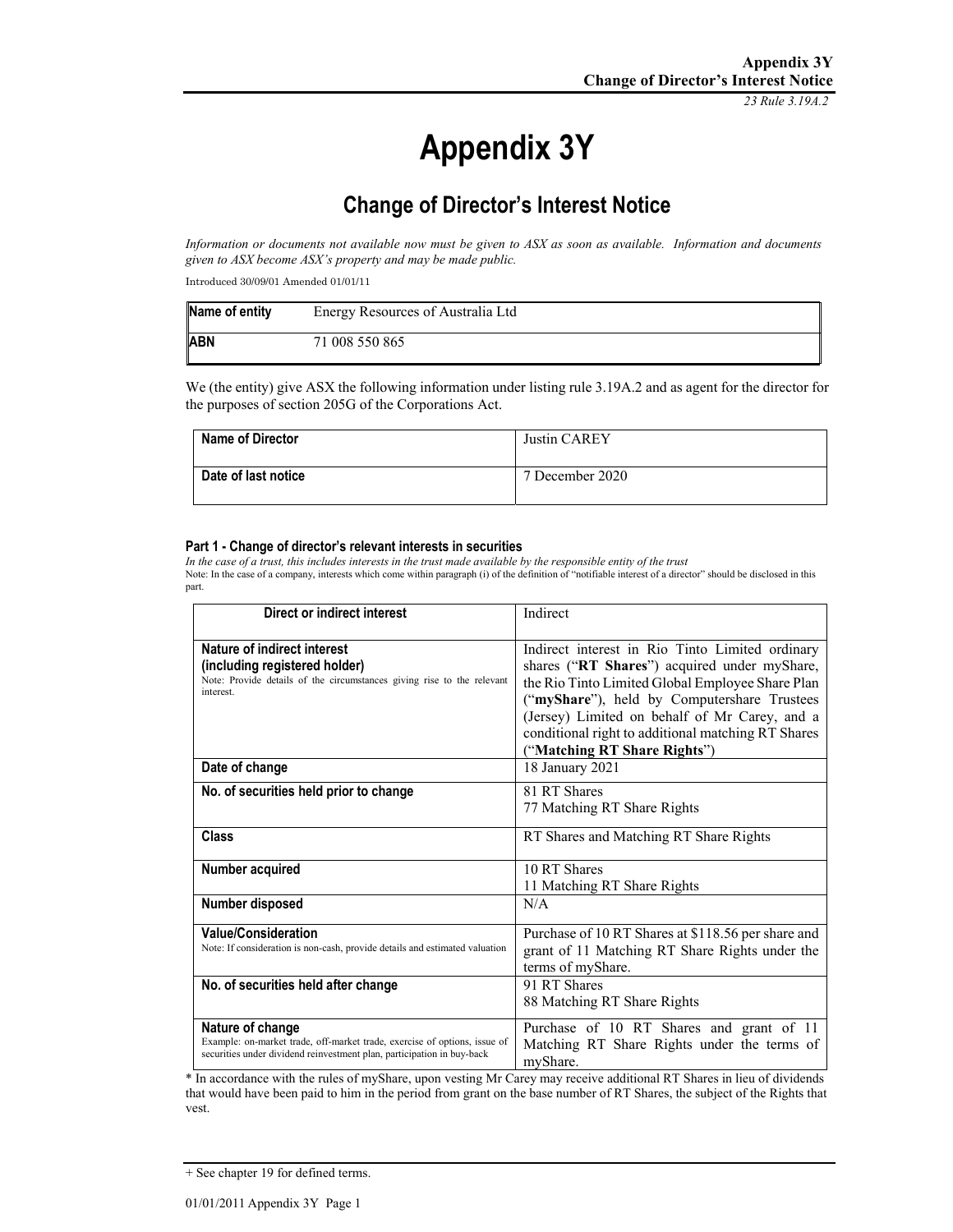# Appendix 3Y

## Change of Director's Interest Notice

*Information or documents not available now must be given to ASX as soon as available. Information and documents given to ASX become ASX's property and may be made public.*

Introduced 30/09/01 Amended 01/01/11

| Name of entity | Energy Resources of Australia Ltd |
|---|---|
| **ABN** | 71 008 550 865 |

We (the entity) give ASX the following information under listing rule 3.19A.2 and as agent for the director for the purposes of section 205G of the Corporations Act.

| Name of Director | Justin CAREY |
|---|---|
| **Date of last notice** | 7 December 2020 |

#### Part 1 - Change of director's relevant interests in securities

*In the case of a trust, this includes interests in the trust made available by the responsible entity of the trust*

Note: In the case of a company, interests which come within paragraph (i) of the definition of "notifiable interest of a director" should be disclosed in this part.

| Direct or indirect interest | Indirect |
|---|---|
| **Nature of indirect interest (including registered holder)**<br>Note: Provide details of the circumstances giving rise to the relevant interest. | Indirect interest in Rio Tinto Limited ordinary shares ("**RT Shares**") acquired under myShare, the Rio Tinto Limited Global Employee Share Plan ("**myShare**"), held by Computershare Trustees (Jersey) Limited on behalf of Mr Carey, and a conditional right to additional matching RT Shares ("**Matching RT Share Rights**") |
| **Date of change** | 18 January 2021 |
| **No. of securities held prior to change** | 81 RT Shares<br>77 Matching RT Share Rights |
| **Class** | RT Shares and Matching RT Share Rights |
| **Number acquired** | 10 RT Shares<br>11 Matching RT Share Rights |
| **Number disposed** | N/A |
| **Value/Consideration**<br>Note: If consideration is non-cash, provide details and estimated valuation | Purchase of 10 RT Shares at $118.56 per share and grant of 11 Matching RT Share Rights under the terms of myShare. |
| **No. of securities held after change** | 91 RT Shares<br>88 Matching RT Share Rights |
| **Nature of change**<br>Example: on-market trade, off-market trade, exercise of options, issue of securities under dividend reinvestment plan, participation in buy-back | Purchase of 10 RT Shares and grant of 11 Matching RT Share Rights under the terms of myShare. |

\* In accordance with the rules of myShare, upon vesting Mr Carey may receive additional RT Shares in lieu of dividends that would have been paid to him in the period from grant on the base number of RT Shares, the subject of the Rights that vest.

+ See chapter 19 for defined terms.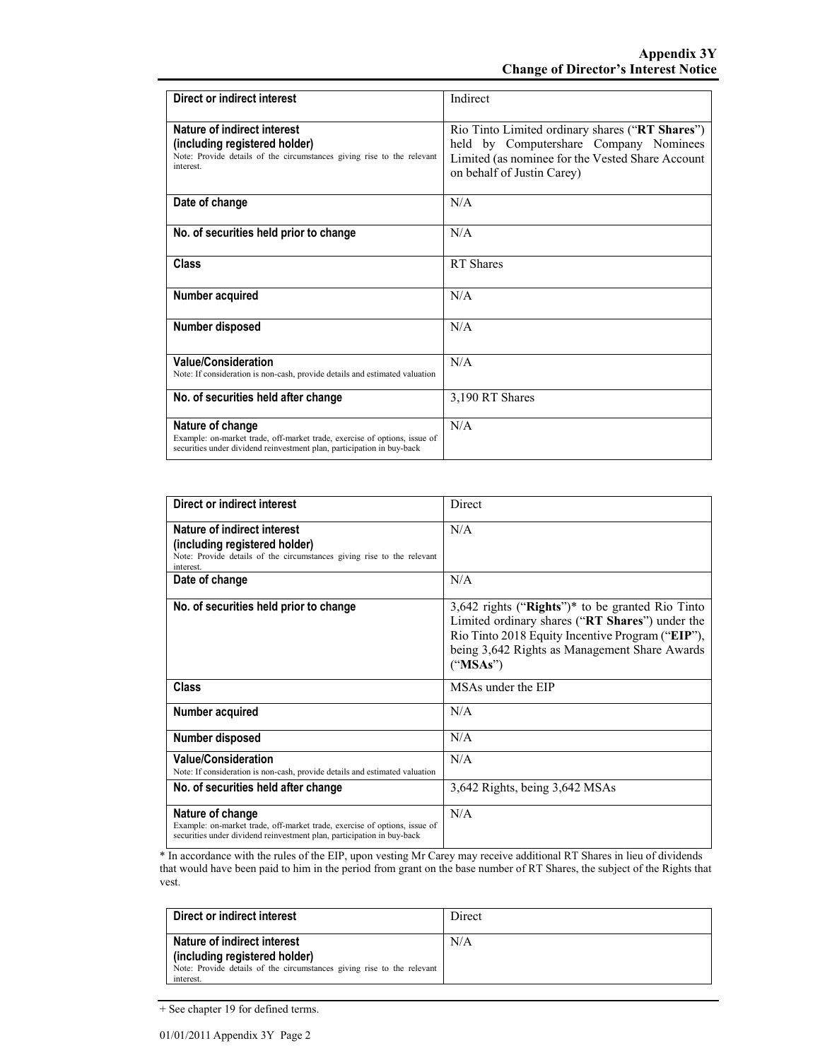| Direct or indirect interest | Indirect |
|---|---|
| **Nature of indirect interest (including registered holder)**<br>Note: Provide details of the circumstances giving rise to the relevant interest. | Rio Tinto Limited ordinary shares ("**RT Shares**") held by Computershare Company Nominees Limited (as nominee for the Vested Share Account on behalf of Justin Carey) |
| **Date of change** | N/A |
| **No. of securities held prior to change** | N/A |
| **Class** | RT Shares |
| **Number acquired** | N/A |
| **Number disposed** | N/A |
| **Value/Consideration**<br>Note: If consideration is non-cash, provide details and estimated valuation | N/A |
| **No. of securities held after change** | 3,190 RT Shares |
| **Nature of change**<br>Example: on-market trade, off-market trade, exercise of options, issue of securities under dividend reinvestment plan, participation in buy-back | N/A |

| Direct or indirect interest | Direct |
|---|---|
| **Nature of indirect interest (including registered holder)**<br>Note: Provide details of the circumstances giving rise to the relevant interest. | N/A |
| **Date of change** | N/A |
| **No. of securities held prior to change** | 3,642 rights ("**Rights**")* to be granted Rio Tinto Limited ordinary shares ("**RT Shares**") under the Rio Tinto 2018 Equity Incentive Program ("**EIP**"), being 3,642 Rights as Management Share Awards ("**MSAs**") |
| **Class** | MSAs under the EIP |
| **Number acquired** | N/A |
| **Number disposed** | N/A |
| **Value/Consideration**<br>Note: If consideration is non-cash, provide details and estimated valuation | N/A |
| **No. of securities held after change** | 3,642 Rights, being 3,642 MSAs |
| **Nature of change**<br>Example: on-market trade, off-market trade, exercise of options, issue of securities under dividend reinvestment plan, participation in buy-back | N/A |

* In accordance with the rules of the EIP, upon vesting Mr Carey may receive additional RT Shares in lieu of dividends that would have been paid to him in the period from grant on the base number of RT Shares, the subject of the Rights that vest.

| Direct or indirect interest | Direct |
|---|---|
| **Nature of indirect interest (including registered holder)**<br>Note: Provide details of the circumstances giving rise to the relevant interest. | N/A |

+ See chapter 19 for defined terms.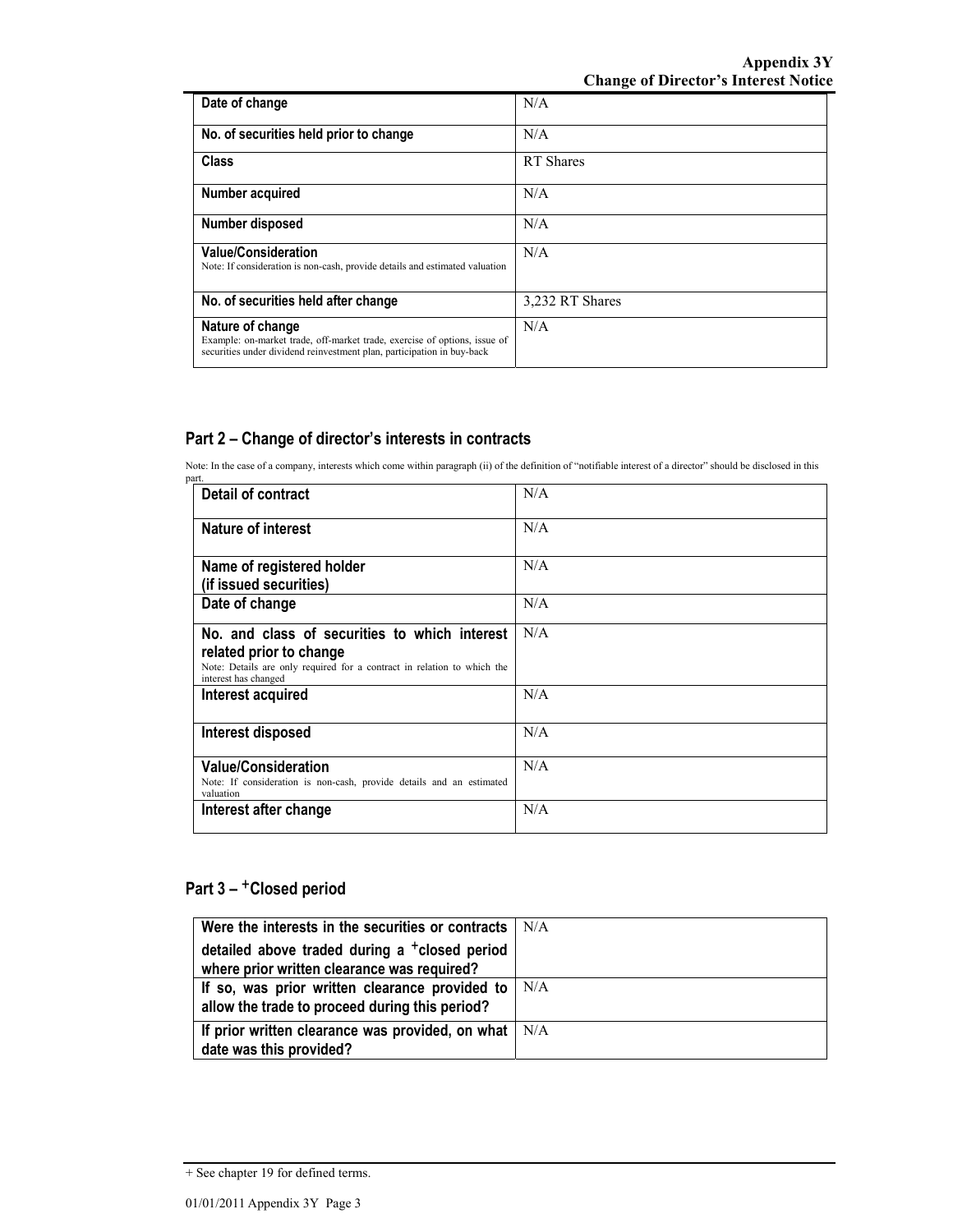| | |
|---|---|
| **Date of change** | N/A |
| **No. of securities held prior to change** | N/A |
| **Class** | RT Shares |
| **Number acquired** | N/A |
| **Number disposed** | N/A |
| **Value/Consideration**<br>Note: If consideration is non-cash, provide details and estimated valuation | N/A |
| **No. of securities held after change** | 3,232 RT Shares |
| **Nature of change**<br>Example: on-market trade, off-market trade, exercise of options, issue of securities under dividend reinvestment plan, participation in buy-back | N/A |

## Part 2 – Change of director's interests in contracts

Note: In the case of a company, interests which come within paragraph (ii) of the definition of "notifiable interest of a director" should be disclosed in this part.

| | |
|---|---|
| **Detail of contract** | N/A |
| **Nature of interest** | N/A |
| **Name of registered holder (if issued securities)** | N/A |
| **Date of change** | N/A |
| **No. and class of securities to which interest related prior to change**<br>Note: Details are only required for a contract in relation to which the interest has changed | N/A |
| **Interest acquired** | N/A |
| **Interest disposed** | N/A |
| **Value/Consideration**<br>Note: If consideration is non-cash, provide details and an estimated valuation | N/A |
| **Interest after change** | N/A |

## Part 3 – +Closed period

| | |
|---|---|
| **Were the interests in the securities or contracts detailed above traded during a +closed period where prior written clearance was required?** | N/A |
| **If so, was prior written clearance provided to allow the trade to proceed during this period?** | N/A |
| **If prior written clearance was provided, on what date was this provided?** | N/A |

+ See chapter 19 for defined terms.